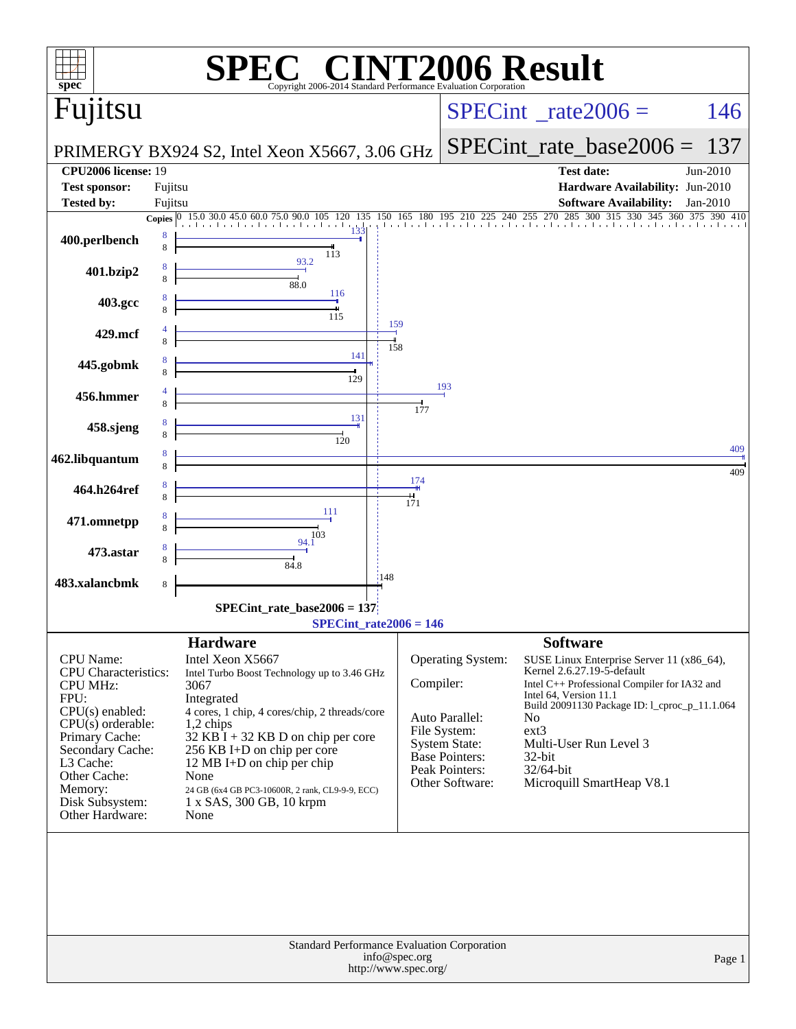# SPEC CINT2006 Result

Copyright 2006-2014 Standard Performance Evaluation Corporation

## Fujitsu

**PRIMERGY BX924 S2, Intel Xeon X5667, 3.06 GHz**

SPECint_rate2006 = 146

SPECint_rate_base2006 = 137

| | | | |
|---|---|---|---|
| **CPU2006 license:** | 19 | **Test date:** | Jun-2010 |
| **Test sponsor:** | Fujitsu | **Hardware Availability:** | Jun-2010 |
| **Tested by:** | Fujitsu | **Software Availability:** | Jan-2010 |

| Benchmark | Copies (peak) | Peak | Copies (base) | Base |
|---|---|---|---|---|
| 400.perlbench | 8 | 133 | 8 | 113 |
| 401.bzip2 | 8 | 93.2 | 8 | 88.0 |
| 403.gcc | 8 | 116 | 8 | 115 |
| 429.mcf | 4 | 159 | 8 | 158 |
| 445.gobmk | 8 | 141 | 8 | 129 |
| 456.hmmer | 4 | 193 | 8 | 177 |
| 458.sjeng | 8 | 131 | 8 | 120 |
| 462.libquantum | 8 | 409 | 8 | 409 |
| 464.h264ref | 8 | 174 | 8 | 171 |
| 471.omnetpp | 8 | 111 | 8 | 103 |
| 473.astar | 8 | 94.1 | 8 | 84.8 |
| 483.xalancbmk | | | 8 | 148 |

SPECint_rate_base2006 = 137

SPECint_rate2006 = 146

### Hardware

| | |
|---|---|
| CPU Name: | Intel Xeon X5667 |
| CPU Characteristics: | Intel Turbo Boost Technology up to 3.46 GHz |
| CPU MHz: | 3067 |
| FPU: | Integrated |
| CPU(s) enabled: | 4 cores, 1 chip, 4 cores/chip, 2 threads/core |
| CPU(s) orderable: | 1,2 chips |
| Primary Cache: | 32 KB I + 32 KB D on chip per core |
| Secondary Cache: | 256 KB I+D on chip per core |
| L3 Cache: | 12 MB I+D on chip per chip |
| Other Cache: | None |
| Memory: | 24 GB (6x4 GB PC3-10600R, 2 rank, CL9-9-9, ECC) |
| Disk Subsystem: | 1 x SAS, 300 GB, 10 krpm |
| Other Hardware: | None |

### Software

| | |
|---|---|
| Operating System: | SUSE Linux Enterprise Server 11 (x86_64), Kernel 2.6.27.19-5-default |
| Compiler: | Intel C++ Professional Compiler for IA32 and Intel 64, Version 11.1 Build 20091130 Package ID: l_cproc_p_11.1.064 |
| Auto Parallel: | No |
| File System: | ext3 |
| System State: | Multi-User Run Level 3 |
| Base Pointers: | 32-bit |
| Peak Pointers: | 32/64-bit |
| Other Software: | Microquill SmartHeap V8.1 |

Standard Performance Evaluation Corporation
info@spec.org
http://www.spec.org/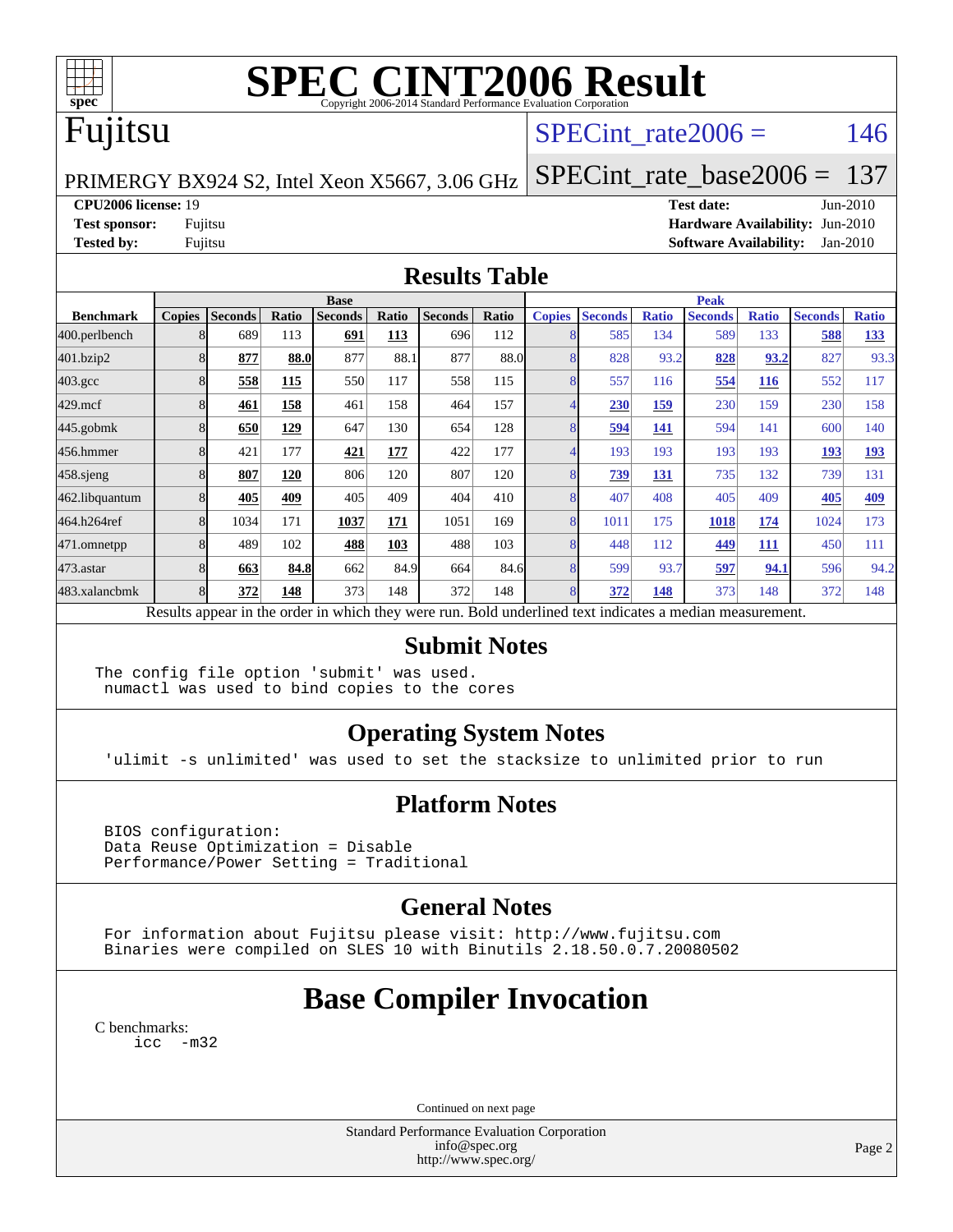# SPEC CINT2006 Result

Copyright 2006-2014 Standard Performance Evaluation Corporation

**Fujitsu**

PRIMERGY BX924 S2, Intel Xeon X5667, 3.06 GHz

SPECint_rate2006 = 146

SPECint_rate_base2006 = 137

| | | | |
|---|---|---|---|
| **CPU2006 license:** 19 | | **Test date:** | Jun-2010 |
| **Test sponsor:** | Fujitsu | **Hardware Availability:** | Jun-2010 |
| **Tested by:** | Fujitsu | **Software Availability:** | Jan-2010 |

## Results Table

| | Base | | | | | | | Peak | | | | | | |
|---|---|---|---|---|---|---|---|---|---|---|---|---|---|---|
| **Benchmark** | **Copies** | **Seconds** | **Ratio** | **Seconds** | **Ratio** | **Seconds** | **Ratio** | **Copies** | **Seconds** | **Ratio** | **Seconds** | **Ratio** | **Seconds** | **Ratio** |
| 400.perlbench | 8 | 689 | 113 | **691** | **113** | 696 | 112 | 8 | 585 | 134 | 589 | 133 | **588** | **133** |
| 401.bzip2 | 8 | **877** | **88.0** | 877 | 88.1 | 877 | 88.0 | 8 | 828 | 93.2 | **828** | **93.2** | 827 | 93.3 |
| 403.gcc | 8 | **558** | **115** | 550 | 117 | 558 | 115 | 8 | 557 | 116 | **554** | **116** | 552 | 117 |
| 429.mcf | 8 | **461** | **158** | 461 | 158 | 464 | 157 | 4 | **230** | **159** | 230 | 159 | 230 | 158 |
| 445.gobmk | 8 | **650** | **129** | 647 | 130 | 654 | 128 | 8 | **594** | **141** | 594 | 141 | 600 | 140 |
| 456.hmmer | 8 | 421 | 177 | **421** | **177** | 422 | 177 | 4 | 193 | 193 | 193 | 193 | **193** | **193** |
| 458.sjeng | 8 | **807** | **120** | 806 | 120 | 807 | 120 | 8 | **739** | **131** | 735 | 132 | 739 | 131 |
| 462.libquantum | 8 | **405** | **409** | 405 | 409 | 404 | 410 | 8 | 407 | 408 | 405 | 409 | **405** | **409** |
| 464.h264ref | 8 | 1034 | 171 | **1037** | **171** | 1051 | 169 | 8 | 1011 | 175 | **1018** | **174** | 1024 | 173 |
| 471.omnetpp | 8 | 489 | 102 | **488** | **103** | 488 | 103 | 8 | 448 | 112 | **449** | **111** | 450 | 111 |
| 473.astar | 8 | **663** | **84.8** | 662 | 84.9 | 664 | 84.6 | 8 | 599 | 93.7 | **597** | **94.1** | 596 | 94.2 |
| 483.xalancbmk | 8 | **372** | **148** | 373 | 148 | 372 | 148 | 8 | **372** | **148** | 373 | 148 | 372 | 148 |

Results appear in the order in which they were run. Bold underlined text indicates a median measurement.

## Submit Notes

```
The config file option 'submit' was used.
 numactl was used to bind copies to the cores
```

## Operating System Notes

```
'ulimit -s unlimited' was used to set the stacksize to unlimited prior to run
```

## Platform Notes

```
BIOS configuration:
Data Reuse Optimization = Disable
Performance/Power Setting = Traditional
```

## General Notes

```
For information about Fujitsu please visit: http://www.fujitsu.com
Binaries were compiled on SLES 10 with Binutils 2.18.50.0.7.20080502
```

# Base Compiler Invocation

C benchmarks:

```
icc  -m32
```

Continued on next page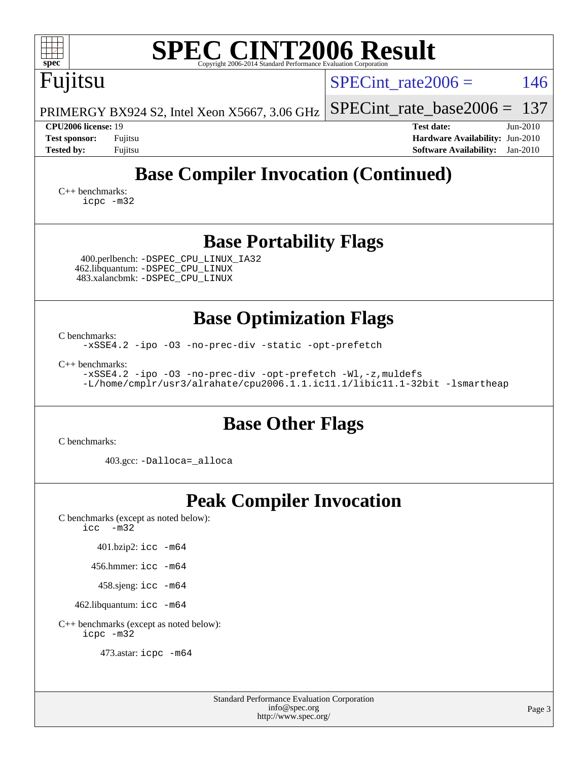# SPEC CINT2006 Result

Copyright 2006-2014 Standard Performance Evaluation Corporation

## Fujitsu

PRIMERGY BX924 S2, Intel Xeon X5667, 3.06 GHz

SPECint_rate2006 = 146

SPECint_rate_base2006 = 137

**CPU2006 license:** 19
**Test sponsor:** Fujitsu
**Tested by:** Fujitsu

**Test date:** Jun-2010
**Hardware Availability:** Jun-2010
**Software Availability:** Jan-2010

## Base Compiler Invocation (Continued)

C++ benchmarks:
```
icpc -m32
```

## Base Portability Flags

400.perlbench: `-DSPEC_CPU_LINUX_IA32`
462.libquantum: `-DSPEC_CPU_LINUX`
483.xalancbmk: `-DSPEC_CPU_LINUX`

## Base Optimization Flags

C benchmarks:
```
-xSSE4.2 -ipo -O3 -no-prec-div -static -opt-prefetch
```

C++ benchmarks:
```
-xSSE4.2 -ipo -O3 -no-prec-div -opt-prefetch -Wl,-z,muldefs
-L/home/cmplr/usr3/alrahate/cpu2006.1.1.ic11.1/libic11.1-32bit -lsmartheap
```

## Base Other Flags

C benchmarks:

403.gcc: `-Dalloca=_alloca`

## Peak Compiler Invocation

C benchmarks (except as noted below):
```
icc  -m32
```

401.bzip2: `icc -m64`

456.hmmer: `icc -m64`

458.sjeng: `icc -m64`

462.libquantum: `icc -m64`

C++ benchmarks (except as noted below):
```
icpc -m32
```

473.astar: `icpc -m64`

Standard Performance Evaluation Corporation
info@spec.org
http://www.spec.org/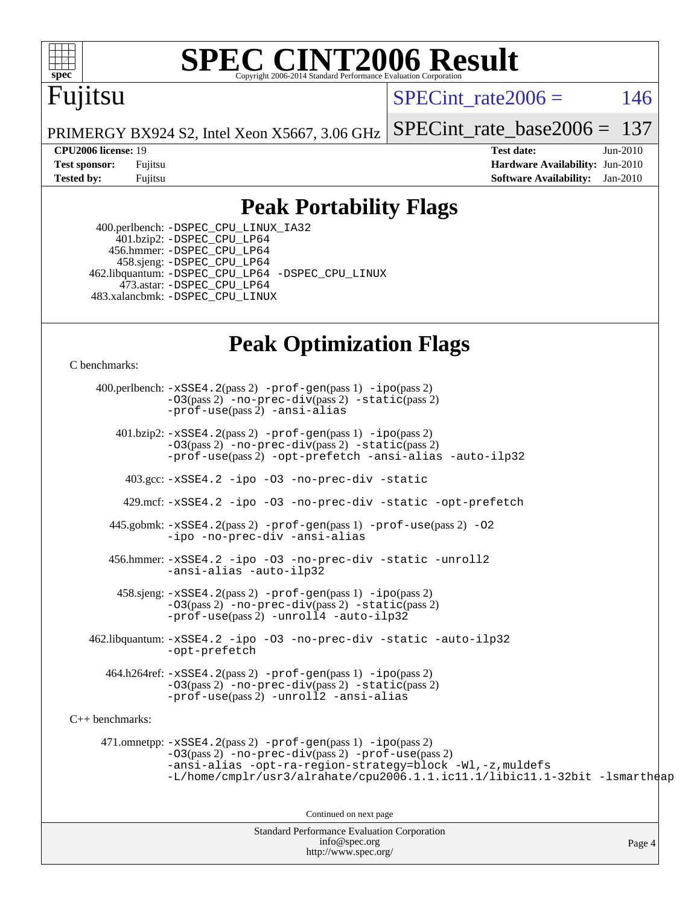# SPEC CINT2006 Result

Copyright 2006-2014 Standard Performance Evaluation Corporation

**Fujitsu**

PRIMERGY BX924 S2, Intel Xeon X5667, 3.06 GHz

SPECint_rate2006 = 146

SPECint_rate_base2006 = 137

**CPU2006 license:** 19
**Test sponsor:** Fujitsu
**Tested by:** Fujitsu

**Test date:** Jun-2010
**Hardware Availability:** Jun-2010
**Software Availability:** Jan-2010

## Peak Portability Flags

400.perlbench: -DSPEC_CPU_LINUX_IA32
401.bzip2: -DSPEC_CPU_LP64
456.hmmer: -DSPEC_CPU_LP64
458.sjeng: -DSPEC_CPU_LP64
462.libquantum: -DSPEC_CPU_LP64 -DSPEC_CPU_LINUX
473.astar: -DSPEC_CPU_LP64
483.xalancbmk: -DSPEC_CPU_LINUX

## Peak Optimization Flags

C benchmarks:

400.perlbench: -xSSE4.2(pass 2) -prof-gen(pass 1) -ipo(pass 2) -O3(pass 2) -no-prec-div(pass 2) -static(pass 2) -prof-use(pass 2) -ansi-alias

401.bzip2: -xSSE4.2(pass 2) -prof-gen(pass 1) -ipo(pass 2) -O3(pass 2) -no-prec-div(pass 2) -static(pass 2) -prof-use(pass 2) -opt-prefetch -ansi-alias -auto-ilp32

403.gcc: -xSSE4.2 -ipo -O3 -no-prec-div -static

429.mcf: -xSSE4.2 -ipo -O3 -no-prec-div -static -opt-prefetch

445.gobmk: -xSSE4.2(pass 2) -prof-gen(pass 1) -prof-use(pass 2) -O2 -ipo -no-prec-div -ansi-alias

456.hmmer: -xSSE4.2 -ipo -O3 -no-prec-div -static -unroll2 -ansi-alias -auto-ilp32

458.sjeng: -xSSE4.2(pass 2) -prof-gen(pass 1) -ipo(pass 2) -O3(pass 2) -no-prec-div(pass 2) -static(pass 2) -prof-use(pass 2) -unroll4 -auto-ilp32

462.libquantum: -xSSE4.2 -ipo -O3 -no-prec-div -static -auto-ilp32 -opt-prefetch

464.h264ref: -xSSE4.2(pass 2) -prof-gen(pass 1) -ipo(pass 2) -O3(pass 2) -no-prec-div(pass 2) -static(pass 2) -prof-use(pass 2) -unroll2 -ansi-alias

C++ benchmarks:

471.omnetpp: -xSSE4.2(pass 2) -prof-gen(pass 1) -ipo(pass 2) -O3(pass 2) -no-prec-div(pass 2) -prof-use(pass 2) -ansi-alias -opt-ra-region-strategy=block -Wl,-z,muldefs -L/home/cmplr/usr3/alrahate/cpu2006.1.1.ic11.1/libic11.1-32bit -lsmartheap

Continued on next page

Standard Performance Evaluation Corporation
info@spec.org
http://www.spec.org/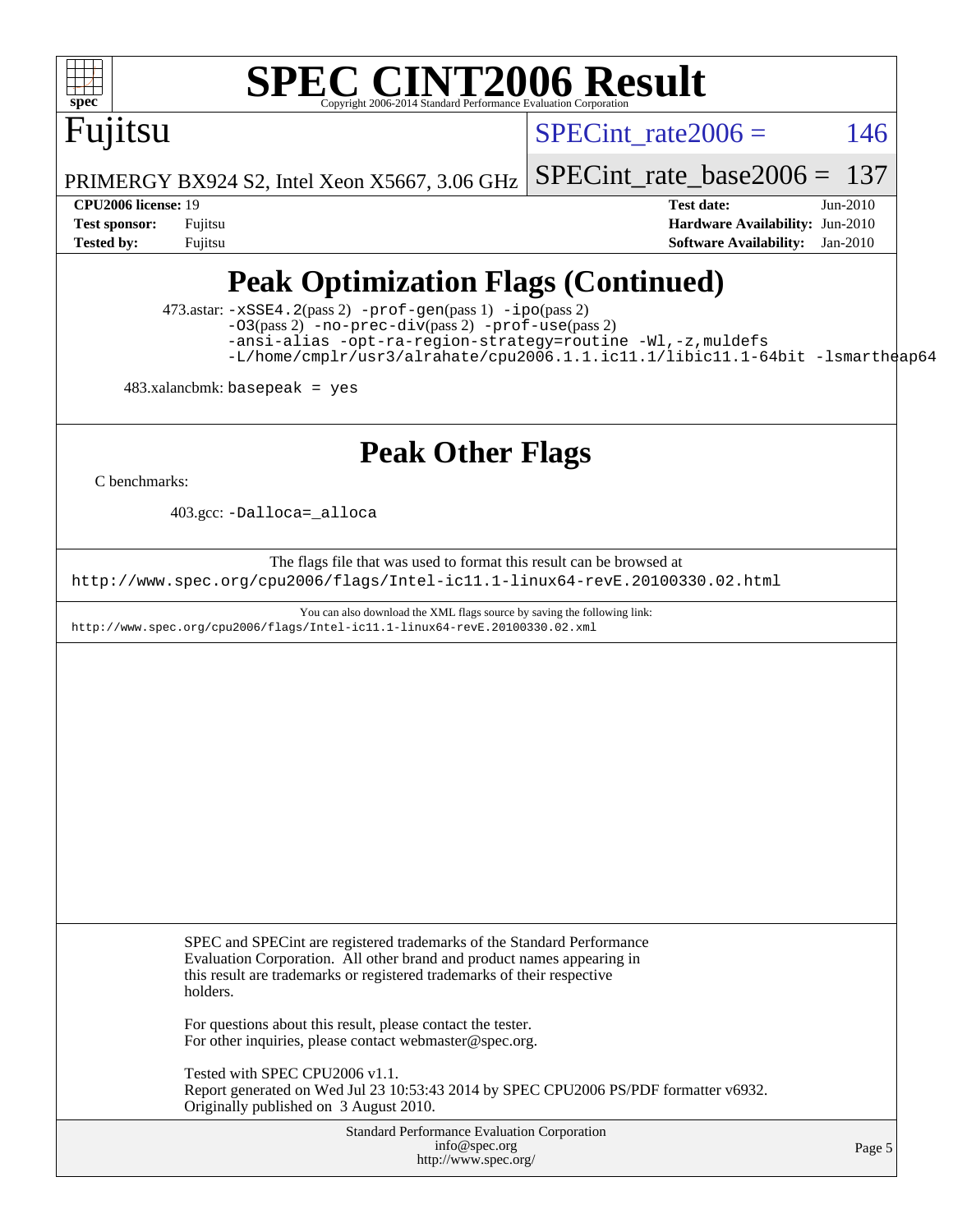# SPEC CINT2006 Result

Copyright 2006-2014 Standard Performance Evaluation Corporation

Fujitsu

PRIMERGY BX924 S2, Intel Xeon X5667, 3.06 GHz

SPECint_rate2006 = 146

SPECint_rate_base2006 = 137

**CPU2006 license:** 19
**Test sponsor:** Fujitsu
**Tested by:** Fujitsu

**Test date:** Jun-2010
**Hardware Availability:** Jun-2010
**Software Availability:** Jan-2010

## Peak Optimization Flags (Continued)

473.astar: -xSSE4.2(pass 2) -prof-gen(pass 1) -ipo(pass 2) -O3(pass 2) -no-prec-div(pass 2) -prof-use(pass 2) -ansi-alias -opt-ra-region-strategy=routine -Wl,-z,muldefs -L/home/cmplr/usr3/alrahate/cpu2006.1.1.ic11.1/libic11.1-64bit -lsmartheap64

483.xalancbmk: basepeak = yes

## Peak Other Flags

C benchmarks:

403.gcc: -Dalloca=_alloca

The flags file that was used to format this result can be browsed at
http://www.spec.org/cpu2006/flags/Intel-ic11.1-linux64-revE.20100330.02.html

You can also download the XML flags source by saving the following link:
http://www.spec.org/cpu2006/flags/Intel-ic11.1-linux64-revE.20100330.02.xml

SPEC and SPECint are registered trademarks of the Standard Performance Evaluation Corporation. All other brand and product names appearing in this result are trademarks or registered trademarks of their respective holders.

For questions about this result, please contact the tester.
For other inquiries, please contact webmaster@spec.org.

Tested with SPEC CPU2006 v1.1.
Report generated on Wed Jul 23 10:53:43 2014 by SPEC CPU2006 PS/PDF formatter v6932.
Originally published on 3 August 2010.

Standard Performance Evaluation Corporation
info@spec.org
http://www.spec.org/